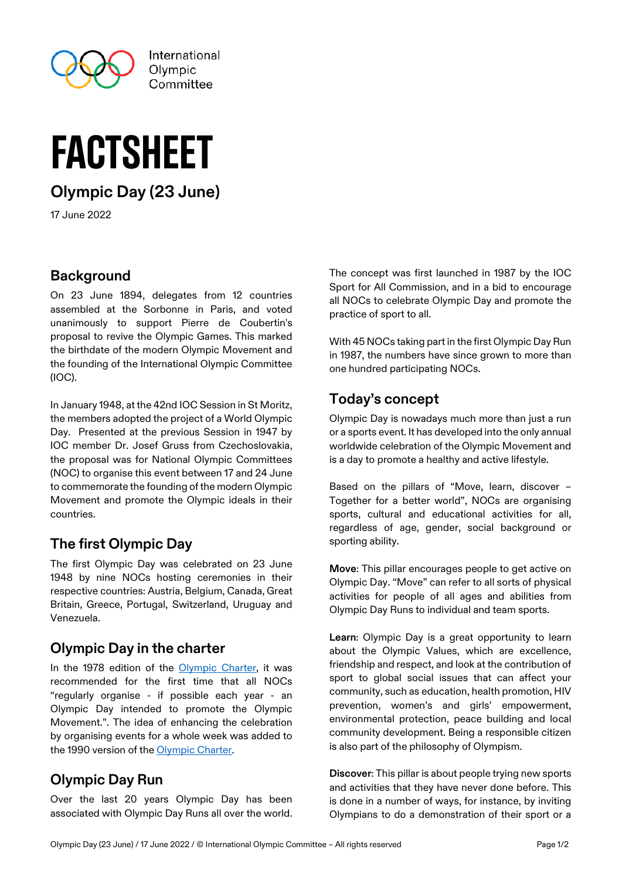International Olympic Committee

# FACTSHEET

## Olympic Day (23 June)

17 June 2022

### Background

On 23 June 1894, delegates from 12 countries assembled at the Sorbonne in Paris, and voted unanimously to support Pierre de Coubertin's proposal to revive the Olympic Games. This marked the birthdate of the modern Olympic Movement and the founding of the International Olympic Committee (IOC).

In January 1948, at the 42nd IOC Session in St Moritz, the members adopted the project of a World Olympic Day. Presented at the previous Session in 1947 by IOC member Dr. Josef Gruss from Czechoslovakia, the proposal was for National Olympic Committees (NOC) to organise this event between 17 and 24 June to commemorate the founding of the modern Olympic Movement and promote the Olympic ideals in their countries.

### The first Olympic Day

The first Olympic Day was celebrated on 23 June 1948 by nine NOCs hosting ceremonies in their respective countries: Austria, Belgium, Canada, Great Britain, Greece, Portugal, Switzerland, Uruguay and Venezuela.

### Olympic Day in the charter

In the 1978 edition of the Olympic Charter, it was recommended for the first time that all NOCs "regularly organise - if possible each year - an Olympic Day intended to promote the Olympic Movement.". The idea of enhancing the celebration by organising events for a whole week was added to the 1990 version of the Olympic Charter.

### Olympic Day Run

Over the last 20 years Olympic Day has been associated with Olympic Day Runs all over the world. The concept was first launched in 1987 by the IOC Sport for All Commission, and in a bid to encourage all NOCs to celebrate Olympic Day and promote the practice of sport to all.

With 45 NOCs taking part in the first Olympic Day Run in 1987, the numbers have since grown to more than one hundred participating NOCs.

### Today's concept

Olympic Day is nowadays much more than just a run or a sports event. It has developed into the only annual worldwide celebration of the Olympic Movement and is a day to promote a healthy and active lifestyle.

Based on the pillars of "Move, learn, discover – Together for a better world", NOCs are organising sports, cultural and educational activities for all, regardless of age, gender, social background or sporting ability.

**Move**: This pillar encourages people to get active on Olympic Day. "Move" can refer to all sorts of physical activities for people of all ages and abilities from Olympic Day Runs to individual and team sports.

**Learn**: Olympic Day is a great opportunity to learn about the Olympic Values, which are excellence, friendship and respect, and look at the contribution of sport to global social issues that can affect your community, such as education, health promotion, HIV prevention, women's and girls' empowerment, environmental protection, peace building and local community development. Being a responsible citizen is also part of the philosophy of Olympism.

**Discover**: This pillar is about people trying new sports and activities that they have never done before. This is done in a number of ways, for instance, by inviting Olympians to do a demonstration of their sport or a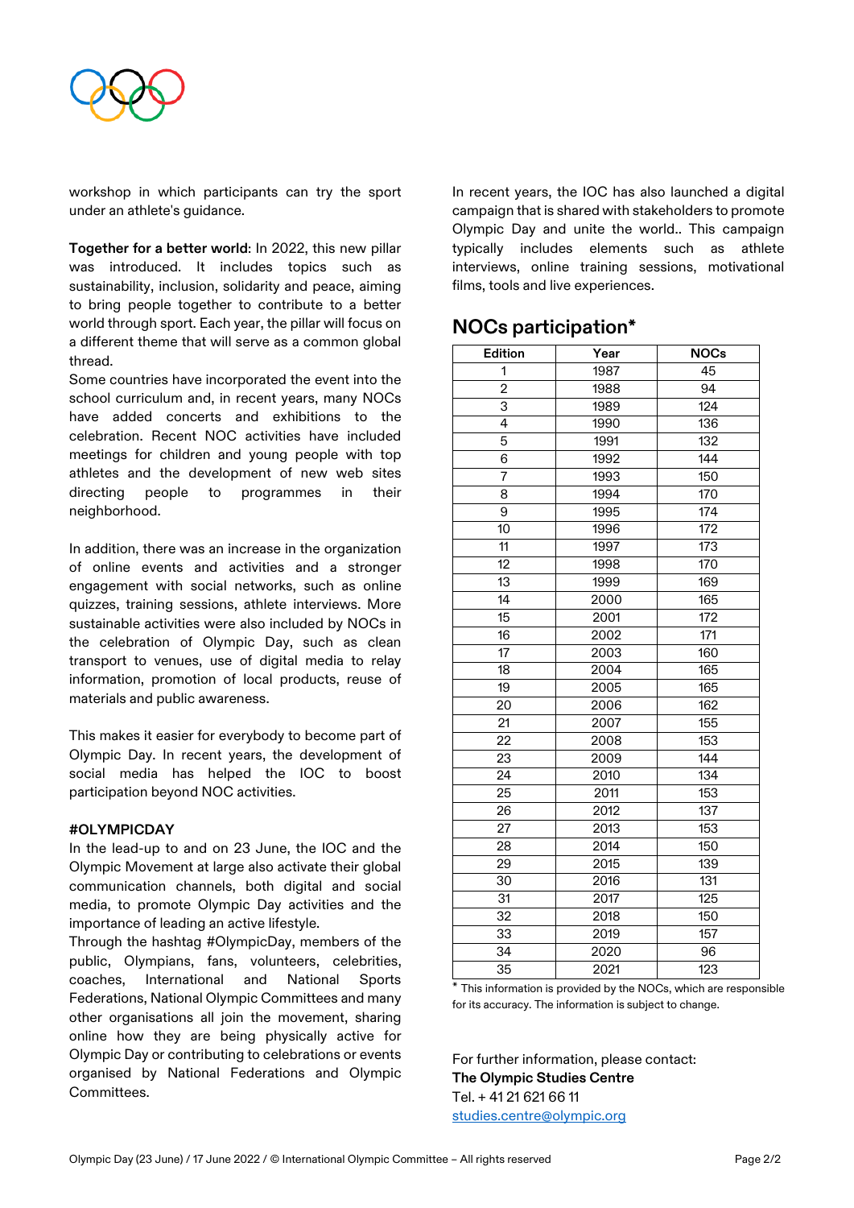workshop in which participants can try the sport under an athlete's guidance.

**Together for a better world**: In 2022, this new pillar was introduced. It includes topics such as sustainability, inclusion, solidarity and peace, aiming to bring people together to contribute to a better world through sport. Each year, the pillar will focus on a different theme that will serve as a common global thread.

Some countries have incorporated the event into the school curriculum and, in recent years, many NOCs have added concerts and exhibitions to the celebration. Recent NOC activities have included meetings for children and young people with top athletes and the development of new web sites directing people to programmes in their neighborhood.

In addition, there was an increase in the organization of online events and activities and a stronger engagement with social networks, such as online quizzes, training sessions, athlete interviews. More sustainable activities were also included by NOCs in the celebration of Olympic Day, such as clean transport to venues, use of digital media to relay information, promotion of local products, reuse of materials and public awareness.

This makes it easier for everybody to become part of Olympic Day. In recent years, the development of social media has helped the IOC to boost participation beyond NOC activities.

**#OLYMPICDAY**

In the lead-up to and on 23 June, the IOC and the Olympic Movement at large also activate their global communication channels, both digital and social media, to promote Olympic Day activities and the importance of leading an active lifestyle.

Through the hashtag #OlympicDay, members of the public, Olympians, fans, volunteers, celebrities, coaches, International and National Sports Federations, National Olympic Committees and many other organisations all join the movement, sharing online how they are being physically active for Olympic Day or contributing to celebrations or events organised by National Federations and Olympic Committees.

In recent years, the IOC has also launched a digital campaign that is shared with stakeholders to promote Olympic Day and unite the world.. This campaign typically includes elements such as athlete interviews, online training sessions, motivational films, tools and live experiences.

## NOCs participation*

| Edition | Year | NOCs |
|---|---|---|
| 1 | 1987 | 45 |
| 2 | 1988 | 94 |
| 3 | 1989 | 124 |
| 4 | 1990 | 136 |
| 5 | 1991 | 132 |
| 6 | 1992 | 144 |
| 7 | 1993 | 150 |
| 8 | 1994 | 170 |
| 9 | 1995 | 174 |
| 10 | 1996 | 172 |
| 11 | 1997 | 173 |
| 12 | 1998 | 170 |
| 13 | 1999 | 169 |
| 14 | 2000 | 165 |
| 15 | 2001 | 172 |
| 16 | 2002 | 171 |
| 17 | 2003 | 160 |
| 18 | 2004 | 165 |
| 19 | 2005 | 165 |
| 20 | 2006 | 162 |
| 21 | 2007 | 155 |
| 22 | 2008 | 153 |
| 23 | 2009 | 144 |
| 24 | 2010 | 134 |
| 25 | 2011 | 153 |
| 26 | 2012 | 137 |
| 27 | 2013 | 153 |
| 28 | 2014 | 150 |
| 29 | 2015 | 139 |
| 30 | 2016 | 131 |
| 31 | 2017 | 125 |
| 32 | 2018 | 150 |
| 33 | 2019 | 157 |
| 34 | 2020 | 96 |
| 35 | 2021 | 123 |

* This information is provided by the NOCs, which are responsible for its accuracy. The information is subject to change.

For further information, please contact:
**The Olympic Studies Centre**
Tel. + 41 21 621 66 11
studies.centre@olympic.org